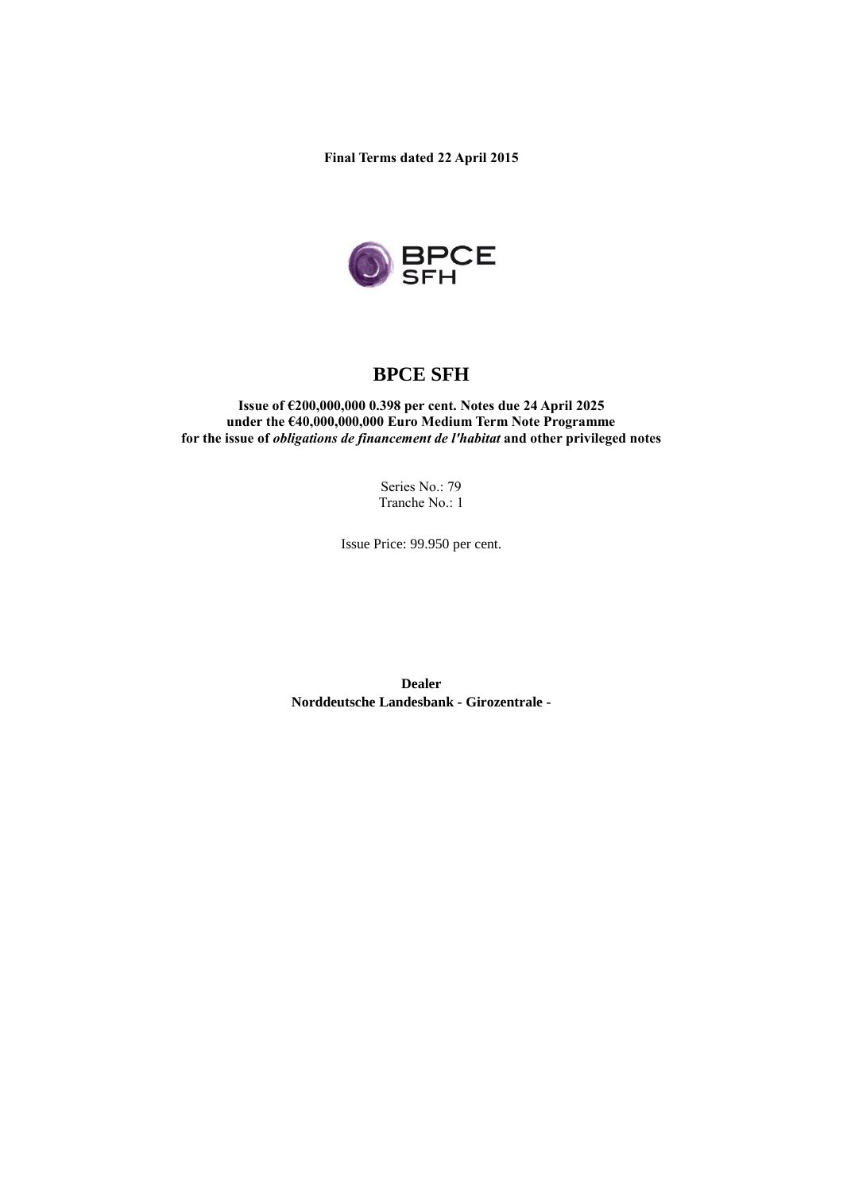**Final Terms dated 22 April 2015**

# BPCE SFH

**Issue of €200,000,000 0.398 per cent. Notes due 24 April 2025**
**under the €40,000,000,000 Euro Medium Term Note Programme**
**for the issue of *obligations de financement de l'habitat* and other privileged notes**

Series No.: 79
Tranche No.: 1

Issue Price: 99.950 per cent.

**Dealer**
**Norddeutsche Landesbank - Girozentrale -**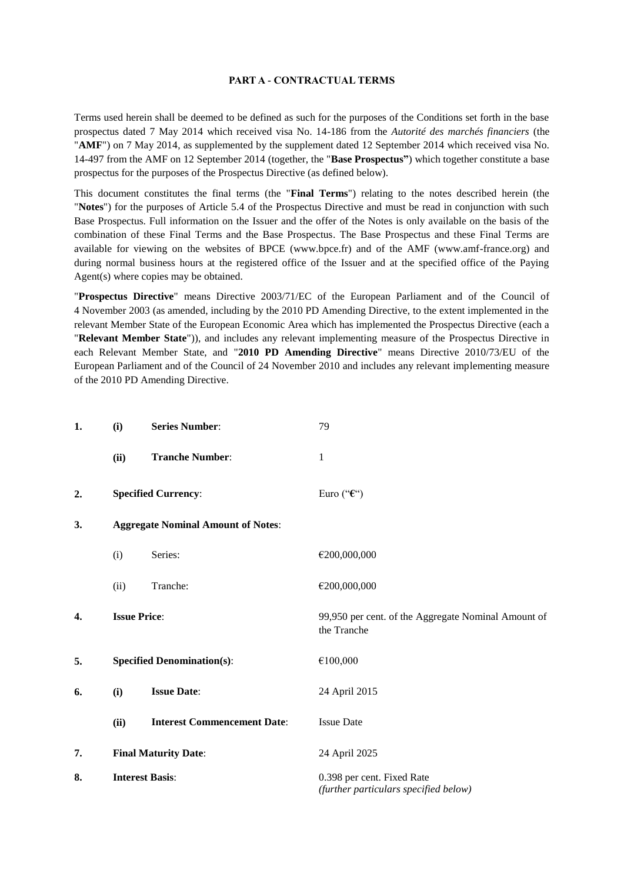## PART A - CONTRACTUAL TERMS

Terms used herein shall be deemed to be defined as such for the purposes of the Conditions set forth in the base prospectus dated 7 May 2014 which received visa No. 14-186 from the *Autorité des marchés financiers* (the "**AMF**") on 7 May 2014, as supplemented by the supplement dated 12 September 2014 which received visa No. 14-497 from the AMF on 12 September 2014 (together, the "**Base Prospectus"**) which together constitute a base prospectus for the purposes of the Prospectus Directive (as defined below).

This document constitutes the final terms (the "**Final Terms**") relating to the notes described herein (the "**Notes**") for the purposes of Article 5.4 of the Prospectus Directive and must be read in conjunction with such Base Prospectus. Full information on the Issuer and the offer of the Notes is only available on the basis of the combination of these Final Terms and the Base Prospectus. The Base Prospectus and these Final Terms are available for viewing on the websites of BPCE (www.bpce.fr) and of the AMF (www.amf-france.org) and during normal business hours at the registered office of the Issuer and at the specified office of the Paying Agent(s) where copies may be obtained.

"**Prospectus Directive**" means Directive 2003/71/EC of the European Parliament and of the Council of 4 November 2003 (as amended, including by the 2010 PD Amending Directive, to the extent implemented in the relevant Member State of the European Economic Area which has implemented the Prospectus Directive (each a "**Relevant Member State**")), and includes any relevant implementing measure of the Prospectus Directive in each Relevant Member State, and "**2010 PD Amending Directive**" means Directive 2010/73/EU of the European Parliament and of the Council of 24 November 2010 and includes any relevant implementing measure of the 2010 PD Amending Directive.

| | | | |
|---|---|---|---|
| **1.** | **(i)** | **Series Number**: | 79 |
| | **(ii)** | **Tranche Number**: | 1 |
| **2.** | **Specified Currency**: | | Euro ("**€**") |
| **3.** | **Aggregate Nominal Amount of Notes**: | | |
| | (i) | Series: | €200,000,000 |
| | (ii) | Tranche: | €200,000,000 |
| **4.** | **Issue Price**: | | 99,950 per cent. of the Aggregate Nominal Amount of the Tranche |
| **5.** | **Specified Denomination(s)**: | | €100,000 |
| **6.** | **(i)** | **Issue Date**: | 24 April 2015 |
| | **(ii)** | **Interest Commencement Date**: | Issue Date |
| **7.** | **Final Maturity Date**: | | 24 April 2025 |
| **8.** | **Interest Basis**: | | 0.398 per cent. Fixed Rate<br>*(further particulars specified below)* |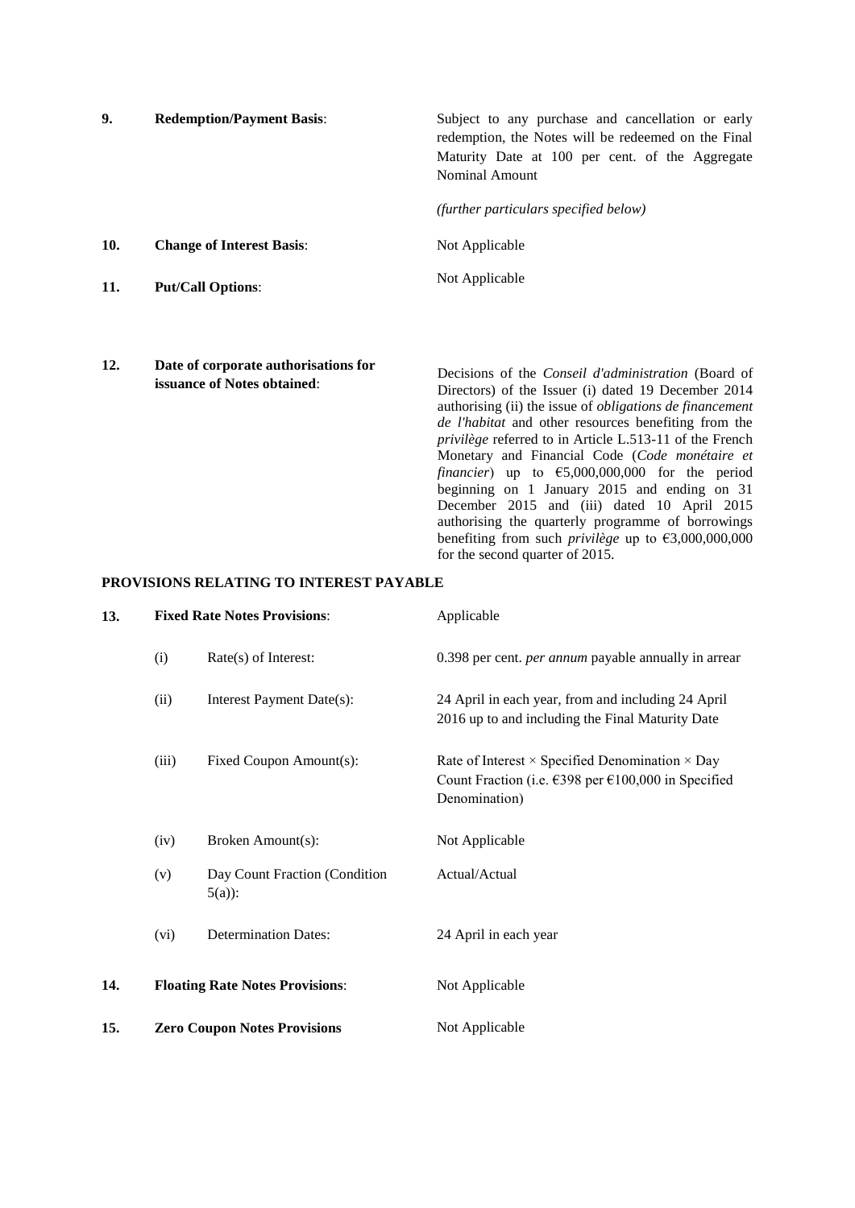| | | |
|---|---|---|
| **9.** | **Redemption/Payment Basis**: | Subject to any purchase and cancellation or early redemption, the Notes will be redeemed on the Final Maturity Date at 100 per cent. of the Aggregate Nominal Amount<br><br>*(further particulars specified below)* |
| **10.** | **Change of Interest Basis**: | Not Applicable |
| **11.** | **Put/Call Options**: | Not Applicable |
| **12.** | **Date of corporate authorisations for issuance of Notes obtained**: | Decisions of the *Conseil d'administration* (Board of Directors) of the Issuer (i) dated 19 December 2014 authorising (ii) the issue of *obligations de financement de l'habitat* and other resources benefiting from the *privilège* referred to in Article L.513-11 of the French Monetary and Financial Code (*Code monétaire et financier*) up to €5,000,000,000 for the period beginning on 1 January 2015 and ending on 31 December 2015 and (iii) dated 10 April 2015 authorising the quarterly programme of borrowings benefiting from such *privilège* up to €3,000,000,000 for the second quarter of 2015. |

**PROVISIONS RELATING TO INTEREST PAYABLE**

| | | | |
|---|---|---|---|
| **13.** | **Fixed Rate Notes Provisions**: | | Applicable |
| | (i) | Rate(s) of Interest: | 0.398 per cent. *per annum* payable annually in arrear |
| | (ii) | Interest Payment Date(s): | 24 April in each year, from and including 24 April 2016 up to and including the Final Maturity Date |
| | (iii) | Fixed Coupon Amount(s): | Rate of Interest × Specified Denomination × Day Count Fraction (i.e. €398 per €100,000 in Specified Denomination) |
| | (iv) | Broken Amount(s): | Not Applicable |
| | (v) | Day Count Fraction (Condition 5(a)): | Actual/Actual |
| | (vi) | Determination Dates: | 24 April in each year |
| **14.** | **Floating Rate Notes Provisions**: | | Not Applicable |
| **15.** | **Zero Coupon Notes Provisions** | | Not Applicable |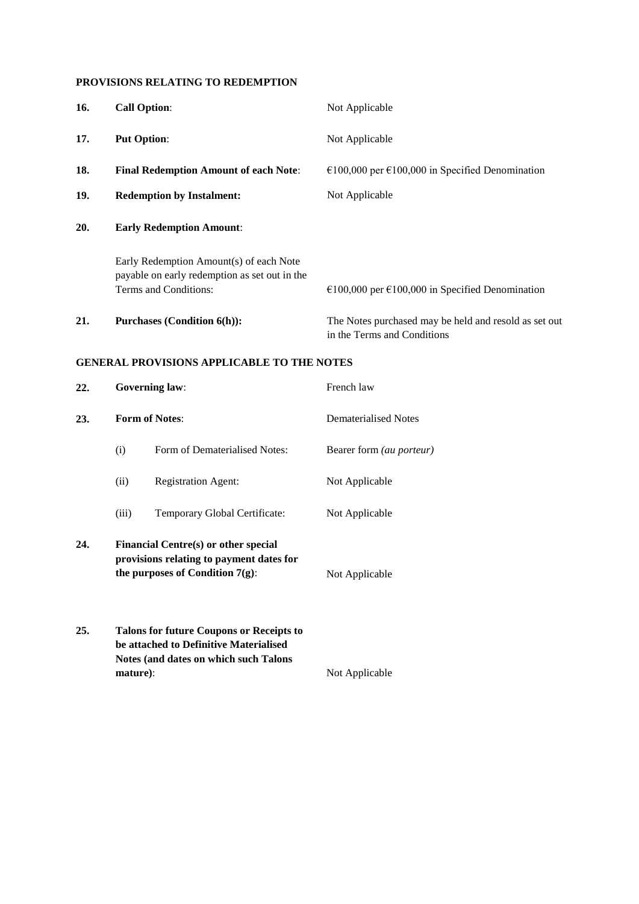## PROVISIONS RELATING TO REDEMPTION

| | | |
|---|---|---|
| **16.** | **Call Option**: | Not Applicable |
| **17.** | **Put Option**: | Not Applicable |
| **18.** | **Final Redemption Amount of each Note**: | €100,000 per €100,000 in Specified Denomination |
| **19.** | **Redemption by Instalment:** | Not Applicable |
| **20.** | **Early Redemption Amount**: | |
| | Early Redemption Amount(s) of each Note payable on early redemption as set out in the Terms and Conditions: | €100,000 per €100,000 in Specified Denomination |
| **21.** | **Purchases (Condition 6(h)):** | The Notes purchased may be held and resold as set out in the Terms and Conditions |

## GENERAL PROVISIONS APPLICABLE TO THE NOTES

| | | |
|---|---|---|
| **22.** | **Governing law**: | French law |
| **23.** | **Form of Notes**: | Dematerialised Notes |
| | (i) Form of Dematerialised Notes: | Bearer form *(au porteur)* |
| | (ii) Registration Agent: | Not Applicable |
| | (iii) Temporary Global Certificate: | Not Applicable |
| **24.** | **Financial Centre(s) or other special provisions relating to payment dates for the purposes of Condition 7(g)**: | Not Applicable |
| **25.** | **Talons for future Coupons or Receipts to be attached to Definitive Materialised Notes (and dates on which such Talons mature)**: | Not Applicable |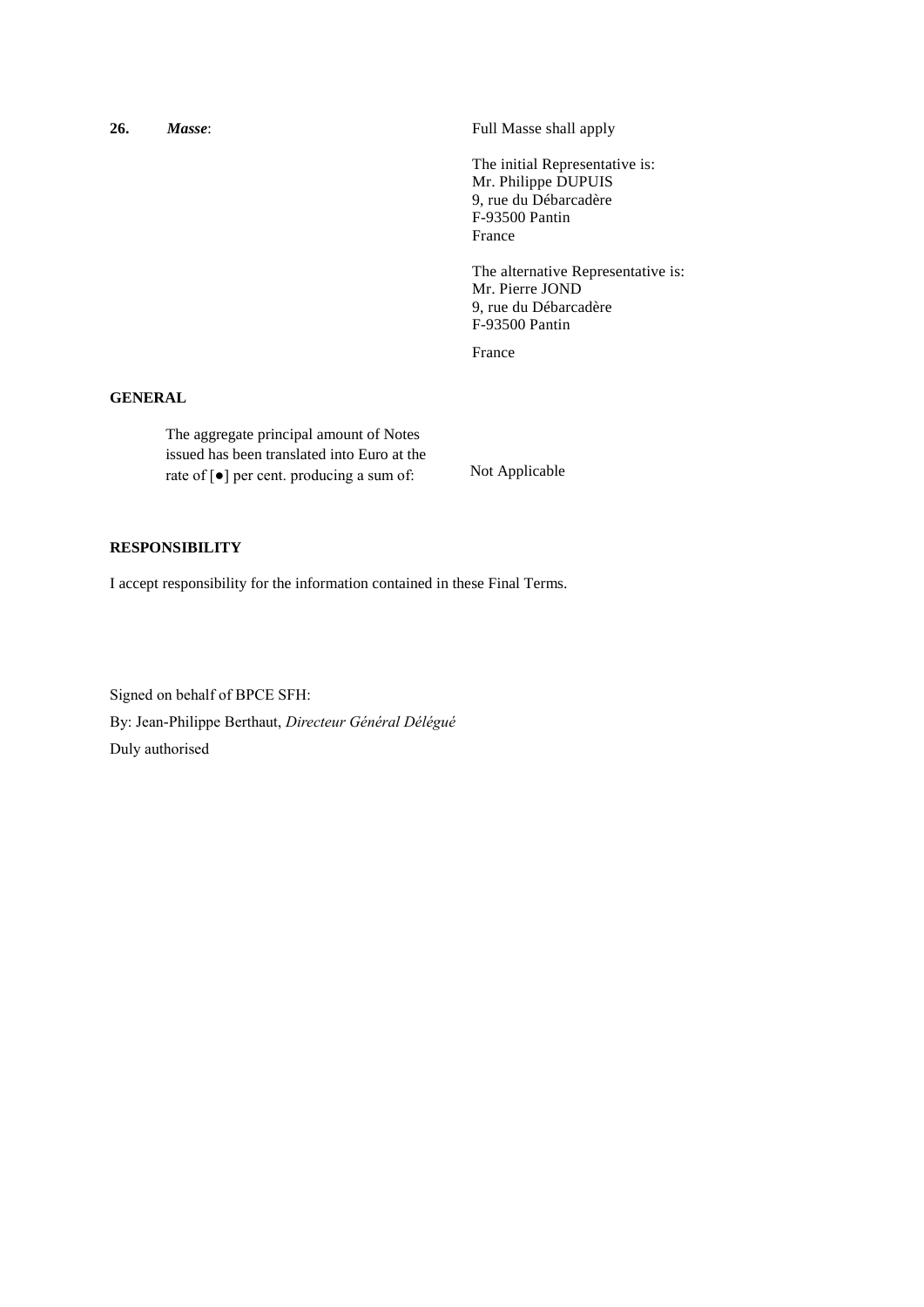| | |
|---|---|
| **26.** ***Masse***: | Full Masse shall apply<br><br>The initial Representative is:<br>Mr. Philippe DUPUIS<br>9, rue du Débarcadère<br>F-93500 Pantin<br>France<br><br>The alternative Representative is:<br>Mr. Pierre JOND<br>9, rue du Débarcadère<br>F-93500 Pantin<br>France |

**GENERAL**

| | |
|---|---|
| The aggregate principal amount of Notes issued has been translated into Euro at the rate of [●] per cent. producing a sum of: | Not Applicable |

**RESPONSIBILITY**

I accept responsibility for the information contained in these Final Terms.

Signed on behalf of BPCE SFH:

By: Jean-Philippe Berthaut, *Directeur Général Délégué*

Duly authorised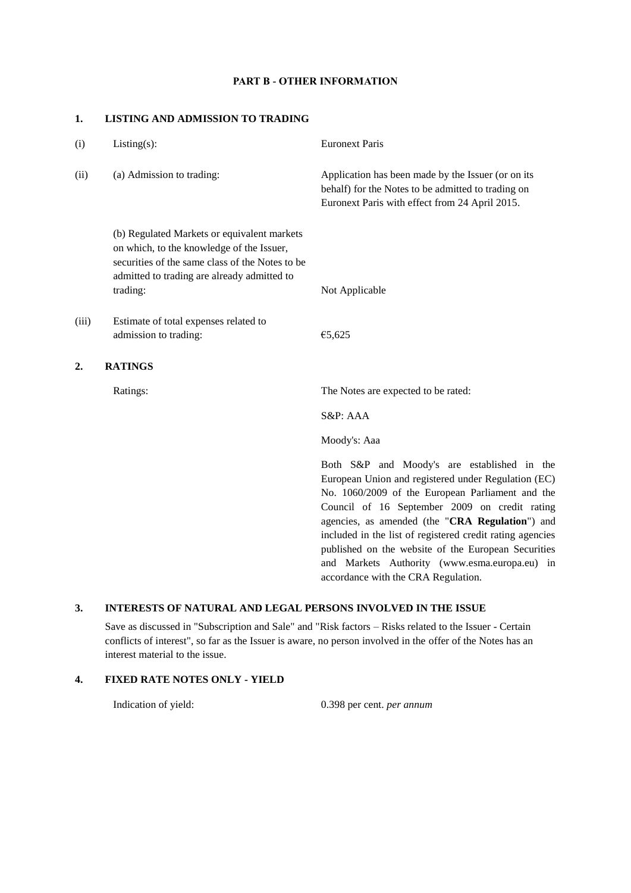## PART B - OTHER INFORMATION

### 1. LISTING AND ADMISSION TO TRADING

| | | |
|---|---|---|
| (i) | Listing(s): | Euronext Paris |
| (ii) | (a) Admission to trading: | Application has been made by the Issuer (or on its behalf) for the Notes to be admitted to trading on Euronext Paris with effect from 24 April 2015. |
| | (b) Regulated Markets or equivalent markets on which, to the knowledge of the Issuer, securities of the same class of the Notes to be admitted to trading are already admitted to trading: | Not Applicable |
| (iii) | Estimate of total expenses related to admission to trading: | €5,625 |

### 2. RATINGS

| | |
|---|---|
| Ratings: | The Notes are expected to be rated: |
| | S&P: AAA |
| | Moody's: Aaa |
| | Both S&P and Moody's are established in the European Union and registered under Regulation (EC) No. 1060/2009 of the European Parliament and the Council of 16 September 2009 on credit rating agencies, as amended (the "**CRA Regulation**") and included in the list of registered credit rating agencies published on the website of the European Securities and Markets Authority (www.esma.europa.eu) in accordance with the CRA Regulation. |

### 3. INTERESTS OF NATURAL AND LEGAL PERSONS INVOLVED IN THE ISSUE

Save as discussed in "Subscription and Sale" and "Risk factors – Risks related to the Issuer - Certain conflicts of interest", so far as the Issuer is aware, no person involved in the offer of the Notes has an interest material to the issue.

### 4. FIXED RATE NOTES ONLY - YIELD

| | |
|---|---|
| Indication of yield: | 0.398 per cent. *per annum* |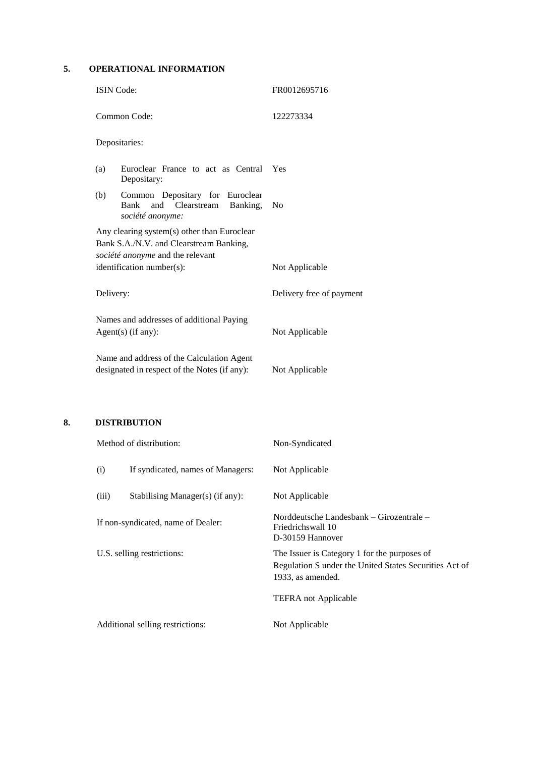## 5. OPERATIONAL INFORMATION

| | |
|---|---|
| ISIN Code: | FR0012695716 |
| Common Code: | 122273334 |
| Depositaries: | |
| (a) Euroclear France to act as Central Depositary: | Yes |
| (b) Common Depositary for Euroclear Bank and Clearstream Banking, *société anonyme:* | No |
| Any clearing system(s) other than Euroclear Bank S.A./N.V. and Clearstream Banking, *société anonyme* and the relevant identification number(s): | Not Applicable |
| Delivery: | Delivery free of payment |
| Names and addresses of additional Paying Agent(s) (if any): | Not Applicable |
| Name and address of the Calculation Agent designated in respect of the Notes (if any): | Not Applicable |

## 8. DISTRIBUTION

| | |
|---|---|
| Method of distribution: | Non-Syndicated |
| (i) If syndicated, names of Managers: | Not Applicable |
| (iii) Stabilising Manager(s) (if any): | Not Applicable |
| If non-syndicated, name of Dealer: | Norddeutsche Landesbank – Girozentrale – Friedrichswall 10 D-30159 Hannover |
| U.S. selling restrictions: | The Issuer is Category 1 for the purposes of Regulation S under the United States Securities Act of 1933, as amended. TEFRA not Applicable |
| Additional selling restrictions: | Not Applicable |